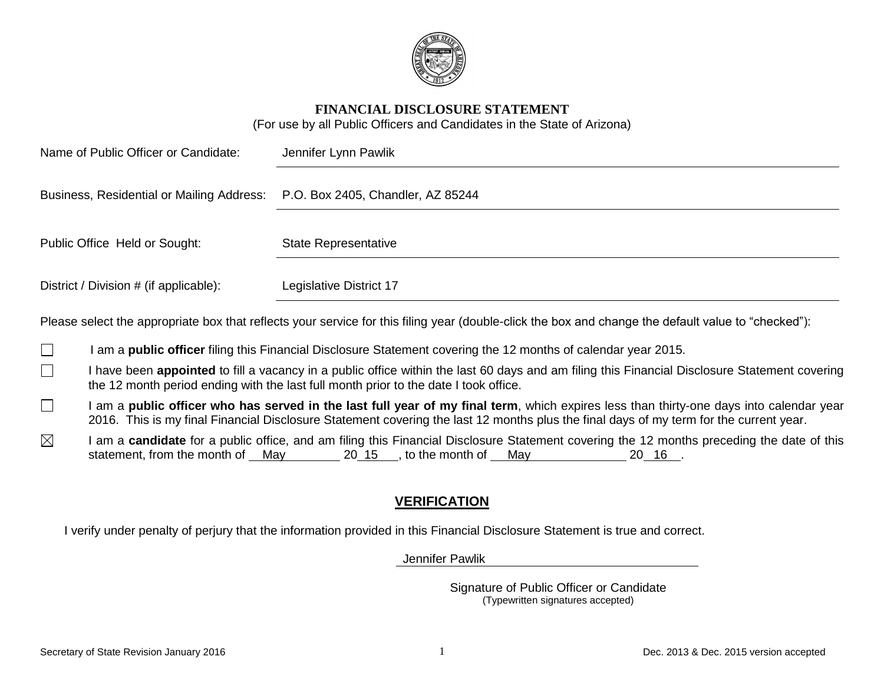# FINANCIAL DISCLOSURE STATEMENT

(For use by all Public Officers and Candidates in the State of Arizona)

Name of Public Officer or Candidate: Jennifer Lynn Pawlik

Business, Residential or Mailing Address: P.O. Box 2405, Chandler, AZ 85244

Public Office Held or Sought: State Representative

District / Division # (if applicable): Legislative District 17

Please select the appropriate box that reflects your service for this filing year (double-click the box and change the default value to "checked"):

☐ I am a **public officer** filing this Financial Disclosure Statement covering the 12 months of calendar year 2015.

☐ I have been **appointed** to fill a vacancy in a public office within the last 60 days and am filing this Financial Disclosure Statement covering the 12 month period ending with the last full month prior to the date I took office.

☐ I am a **public officer who has served in the last full year of my final term**, which expires less than thirty-one days into calendar year 2016. This is my final Financial Disclosure Statement covering the last 12 months plus the final days of my term for the current year.

☒ I am a **candidate** for a public office, and am filing this Financial Disclosure Statement covering the 12 months preceding the date of this statement, from the month of May 20 15 , to the month of May 20 16 .

## VERIFICATION

I verify under penalty of perjury that the information provided in this Financial Disclosure Statement is true and correct.

Jennifer Pawlik

Signature of Public Officer or Candidate
(Typewritten signatures accepted)

Secretary of State Revision January 2016 | Dec. 2013 & Dec. 2015 version accepted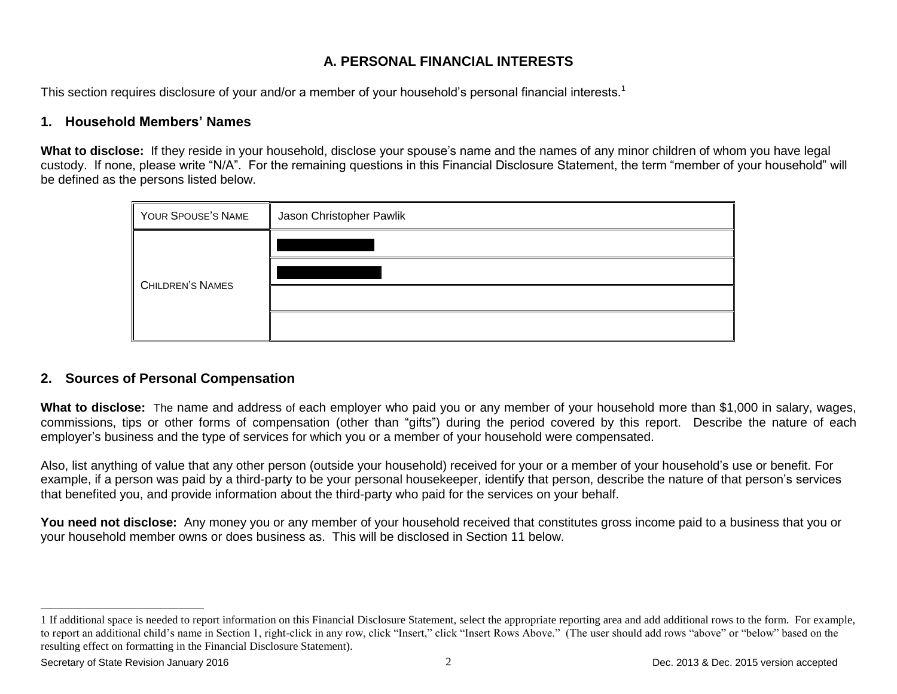## A. PERSONAL FINANCIAL INTERESTS

This section requires disclosure of your and/or a member of your household's personal financial interests.[1]

### 1. Household Members' Names

**What to disclose:** If they reside in your household, disclose your spouse's name and the names of any minor children of whom you have legal custody. If none, please write "N/A". For the remaining questions in this Financial Disclosure Statement, the term "member of your household" will be defined as the persons listed below.

| YOUR SPOUSE'S NAME | Jason Christopher Pawlik |
|---|---|
| CHILDREN'S NAMES | [REDACTED] |
| | [REDACTED] |
| | |
| | |

### 2. Sources of Personal Compensation

**What to disclose:** The name and address of each employer who paid you or any member of your household more than $1,000 in salary, wages, commissions, tips or other forms of compensation (other than "gifts") during the period covered by this report. Describe the nature of each employer's business and the type of services for which you or a member of your household were compensated.

Also, list anything of value that any other person (outside your household) received for your or a member of your household's use or benefit. For example, if a person was paid by a third-party to be your personal housekeeper, identify that person, describe the nature of that person's services that benefited you, and provide information about the third-party who paid for the services on your behalf.

**You need not disclose:** Any money you or any member of your household received that constitutes gross income paid to a business that you or your household member owns or does business as. This will be disclosed in Section 11 below.

---

1 If additional space is needed to report information on this Financial Disclosure Statement, select the appropriate reporting area and add additional rows to the form. For example, to report an additional child's name in Section 1, right-click in any row, click "Insert," click "Insert Rows Above." (The user should add rows "above" or "below" based on the resulting effect on formatting in the Financial Disclosure Statement).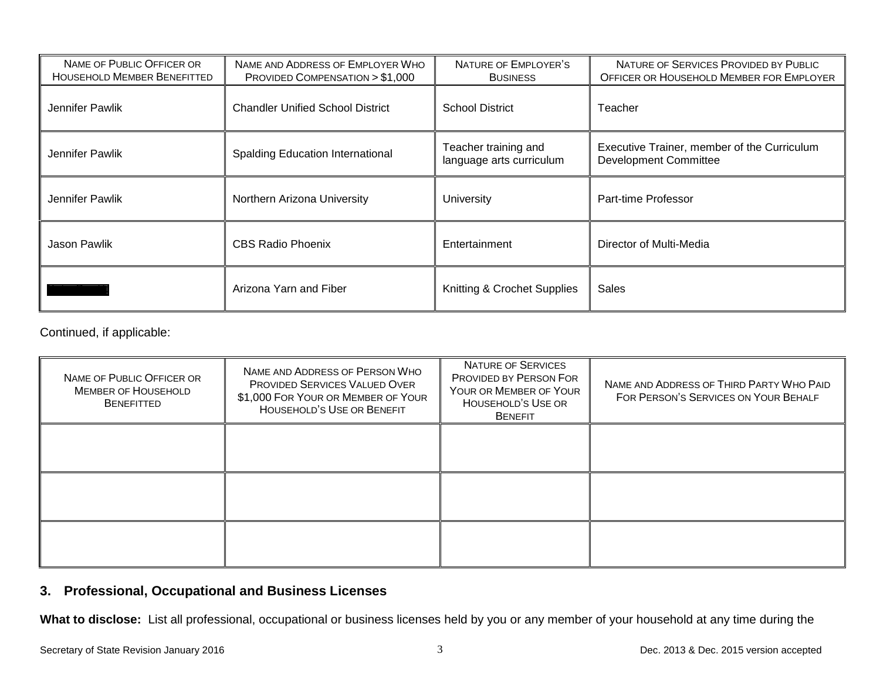| NAME OF PUBLIC OFFICER OR HOUSEHOLD MEMBER BENEFITTED | NAME AND ADDRESS OF EMPLOYER WHO PROVIDED COMPENSATION > $1,000 | NATURE OF EMPLOYER'S BUSINESS | NATURE OF SERVICES PROVIDED BY PUBLIC OFFICER OR HOUSEHOLD MEMBER FOR EMPLOYER |
|---|---|---|---|
| Jennifer Pawlik | Chandler Unified School District | School District | Teacher |
| Jennifer Pawlik | Spalding Education International | Teacher training and language arts curriculum | Executive Trainer, member of the Curriculum Development Committee |
| Jennifer Pawlik | Northern Arizona University | University | Part-time Professor |
| Jason Pawlik | CBS Radio Phoenix | Entertainment | Director of Multi-Media |
| [REDACTED] | Arizona Yarn and Fiber | Knitting & Crochet Supplies | Sales |

Continued, if applicable:

| NAME OF PUBLIC OFFICER OR MEMBER OF HOUSEHOLD BENEFITTED | NAME AND ADDRESS OF PERSON WHO PROVIDED SERVICES VALUED OVER $1,000 FOR YOUR OR MEMBER OF YOUR HOUSEHOLD'S USE OR BENEFIT | NATURE OF SERVICES PROVIDED BY PERSON FOR YOUR OR MEMBER OF YOUR HOUSEHOLD'S USE OR BENEFIT | NAME AND ADDRESS OF THIRD PARTY WHO PAID FOR PERSON'S SERVICES ON YOUR BEHALF |
|---|---|---|---|
| | | | |
| | | | |
| | | | |

## 3. Professional, Occupational and Business Licenses

**What to disclose:** List all professional, occupational or business licenses held by you or any member of your household at any time during the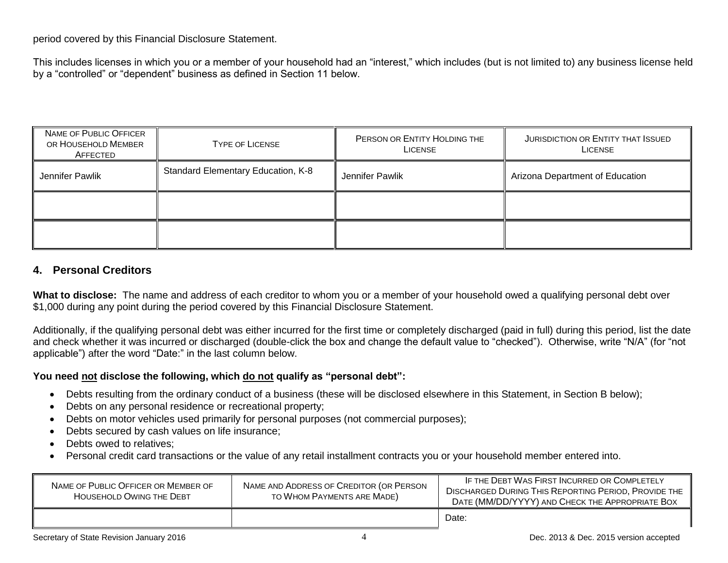period covered by this Financial Disclosure Statement.

This includes licenses in which you or a member of your household had an "interest," which includes (but is not limited to) any business license held by a "controlled" or "dependent" business as defined in Section 11 below.

| Name of Public Officer or Household Member Affected | Type of License | Person or Entity Holding the License | Jurisdiction or Entity that Issued License |
|---|---|---|---|
| Jennifer Pawlik | Standard Elementary Education, K-8 | Jennifer Pawlik | Arizona Department of Education |
| | | | |
| | | | |

## 4. Personal Creditors

**What to disclose:** The name and address of each creditor to whom you or a member of your household owed a qualifying personal debt over $1,000 during any point during the period covered by this Financial Disclosure Statement.

Additionally, if the qualifying personal debt was either incurred for the first time or completely discharged (paid in full) during this period, list the date and check whether it was incurred or discharged (double-click the box and change the default value to "checked"). Otherwise, write "N/A" (for "not applicable") after the word "Date:" in the last column below.

**You need not disclose the following, which do not qualify as "personal debt":**

- Debts resulting from the ordinary conduct of a business (these will be disclosed elsewhere in this Statement, in Section B below);
- Debts on any personal residence or recreational property;
- Debts on motor vehicles used primarily for personal purposes (not commercial purposes);
- Debts secured by cash values on life insurance;
- Debts owed to relatives;
- Personal credit card transactions or the value of any retail installment contracts you or your household member entered into.

| Name of Public Officer or Member of Household Owing the Debt | Name and Address of Creditor (or Person to Whom Payments are Made) | If the Debt Was First Incurred or Completely Discharged During This Reporting Period, Provide the Date (MM/DD/YYYY) and Check the Appropriate Box |
|---|---|---|
| | | Date: |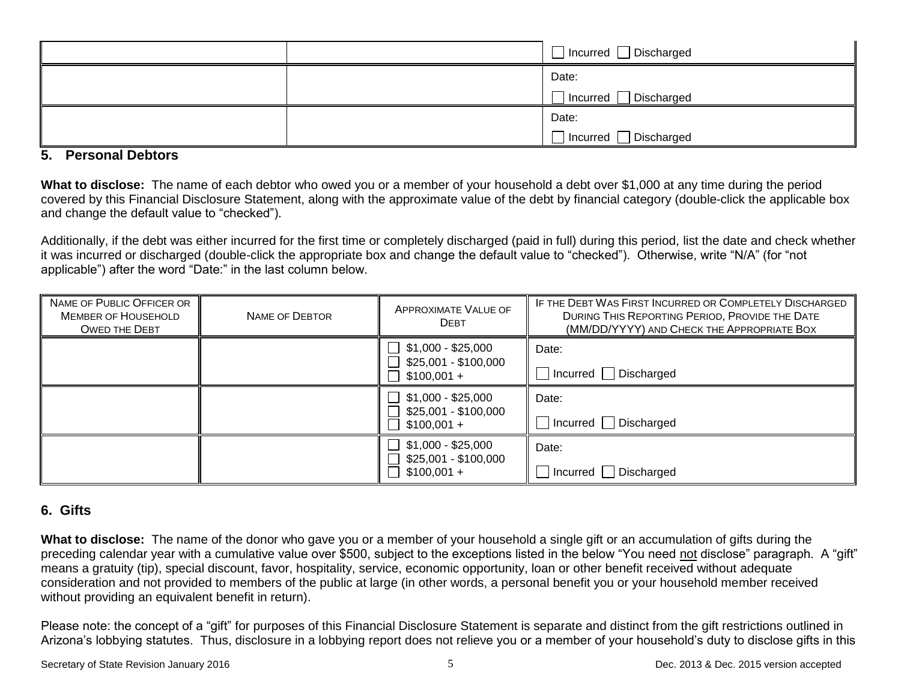| | | ☐ Incurred ☐ Discharged |
|---|---|---|
| | | Date:<br>☐ Incurred ☐ Discharged |
| | | Date:<br>☐ Incurred ☐ Discharged |

## 5. Personal Debtors

**What to disclose:** The name of each debtor who owed you or a member of your household a debt over $1,000 at any time during the period covered by this Financial Disclosure Statement, along with the approximate value of the debt by financial category (double-click the applicable box and change the default value to "checked").

Additionally, if the debt was either incurred for the first time or completely discharged (paid in full) during this period, list the date and check whether it was incurred or discharged (double-click the appropriate box and change the default value to "checked"). Otherwise, write "N/A" (for "not applicable") after the word "Date:" in the last column below.

| Name of Public Officer or Member of Household Owed the Debt | Name of Debtor | Approximate Value of Debt | If the Debt Was First Incurred or Completely Discharged During This Reporting Period, Provide the Date (MM/DD/YYYY) and Check the Appropriate Box |
|---|---|---|---|
| | | ☐ $1,000 - $25,000<br>☐ $25,001 - $100,000<br>☐ $100,001 + | Date:<br>☐ Incurred ☐ Discharged |
| | | ☐ $1,000 - $25,000<br>☐ $25,001 - $100,000<br>☐ $100,001 + | Date:<br>☐ Incurred ☐ Discharged |
| | | ☐ $1,000 - $25,000<br>☐ $25,001 - $100,000<br>☐ $100,001 + | Date:<br>☐ Incurred ☐ Discharged |

## 6. Gifts

**What to disclose:** The name of the donor who gave you or a member of your household a single gift or an accumulation of gifts during the preceding calendar year with a cumulative value over $500, subject to the exceptions listed in the below "You need not disclose" paragraph. A "gift" means a gratuity (tip), special discount, favor, hospitality, service, economic opportunity, loan or other benefit received without adequate consideration and not provided to members of the public at large (in other words, a personal benefit you or your household member received without providing an equivalent benefit in return).

Please note: the concept of a "gift" for purposes of this Financial Disclosure Statement is separate and distinct from the gift restrictions outlined in Arizona's lobbying statutes. Thus, disclosure in a lobbying report does not relieve you or a member of your household's duty to disclose gifts in this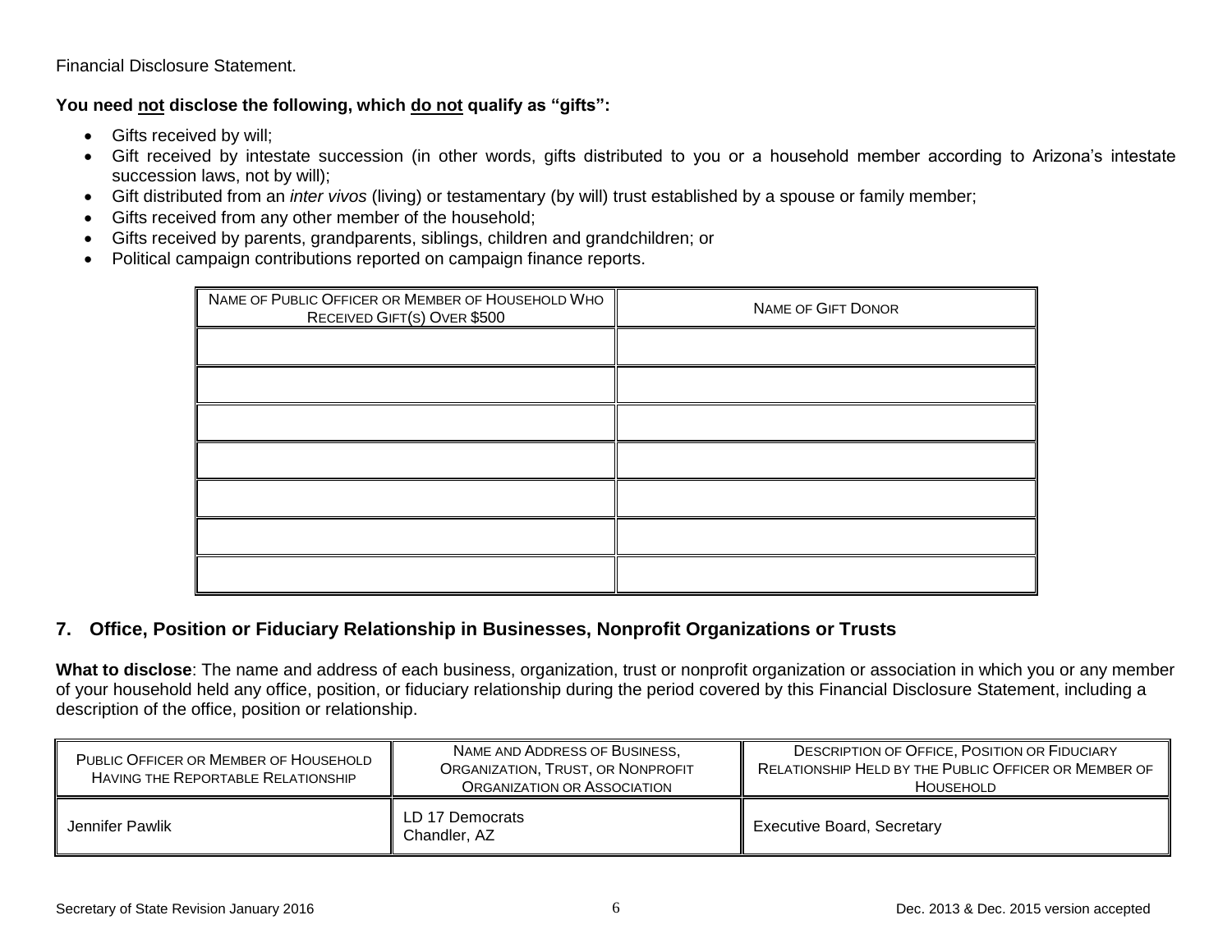Financial Disclosure Statement.

**You need <u>not</u> disclose the following, which <u>do not</u> qualify as "gifts":**

- Gifts received by will;
- Gift received by intestate succession (in other words, gifts distributed to you or a household member according to Arizona's intestate succession laws, not by will);
- Gift distributed from an *inter vivos* (living) or testamentary (by will) trust established by a spouse or family member;
- Gifts received from any other member of the household;
- Gifts received by parents, grandparents, siblings, children and grandchildren; or
- Political campaign contributions reported on campaign finance reports.

| NAME OF PUBLIC OFFICER OR MEMBER OF HOUSEHOLD WHO RECEIVED GIFT(S) OVER $500 | NAME OF GIFT DONOR |
|---|---|
| | |
| | |
| | |
| | |
| | |
| | |
| | |

## 7. Office, Position or Fiduciary Relationship in Businesses, Nonprofit Organizations or Trusts

**What to disclose**: The name and address of each business, organization, trust or nonprofit organization or association in which you or any member of your household held any office, position, or fiduciary relationship during the period covered by this Financial Disclosure Statement, including a description of the office, position or relationship.

| PUBLIC OFFICER OR MEMBER OF HOUSEHOLD HAVING THE REPORTABLE RELATIONSHIP | NAME AND ADDRESS OF BUSINESS, ORGANIZATION, TRUST, OR NONPROFIT ORGANIZATION OR ASSOCIATION | DESCRIPTION OF OFFICE, POSITION OR FIDUCIARY RELATIONSHIP HELD BY THE PUBLIC OFFICER OR MEMBER OF HOUSEHOLD |
|---|---|---|
| Jennifer Pawlik | LD 17 Democrats Chandler, AZ | Executive Board, Secretary |

Secretary of State Revision January 2016 | Dec. 2013 & Dec. 2015 version accepted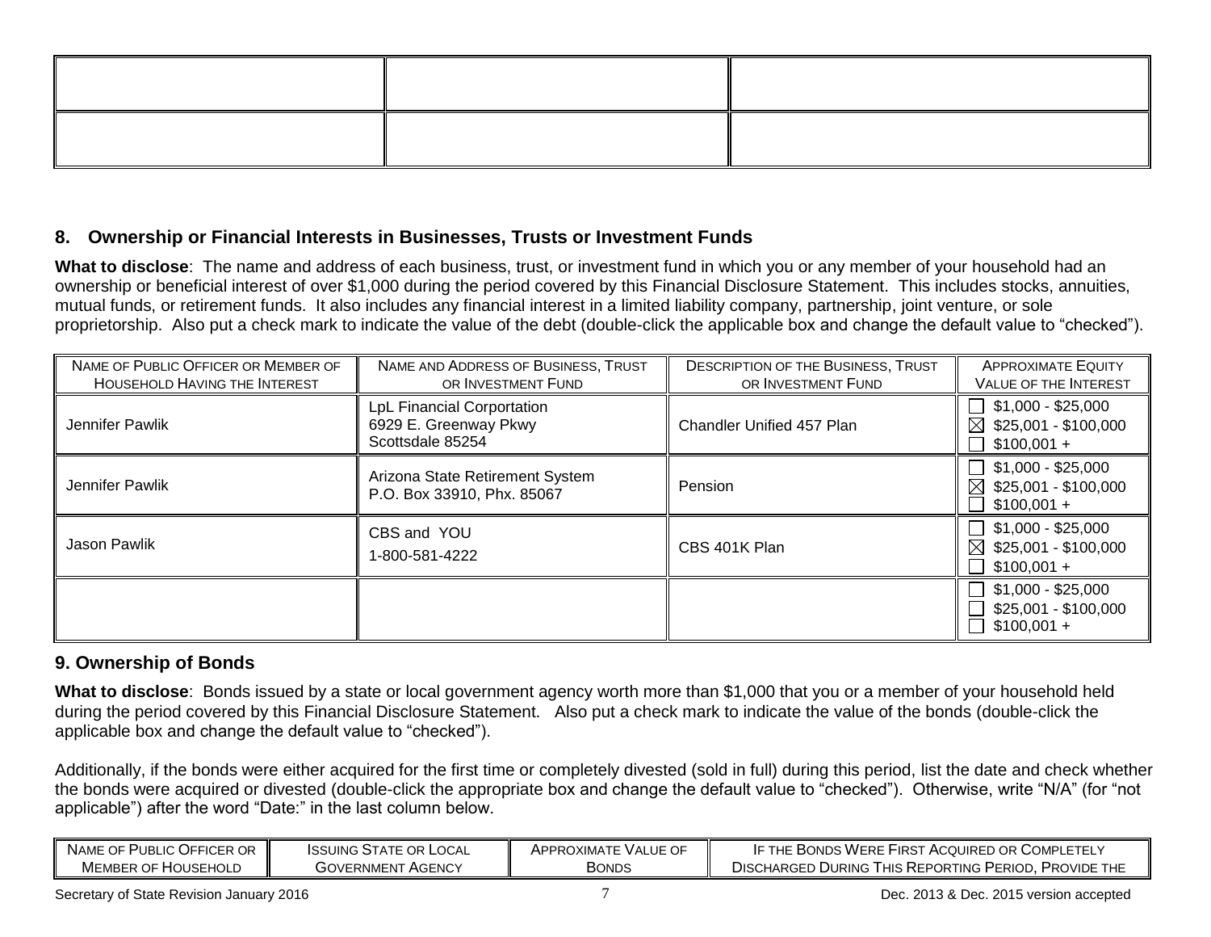| | | |
|---|---|---|
| | | |
| | | |

## 8. Ownership or Financial Interests in Businesses, Trusts or Investment Funds

**What to disclose**: The name and address of each business, trust, or investment fund in which you or any member of your household had an ownership or beneficial interest of over $1,000 during the period covered by this Financial Disclosure Statement. This includes stocks, annuities, mutual funds, or retirement funds. It also includes any financial interest in a limited liability company, partnership, joint venture, or sole proprietorship. Also put a check mark to indicate the value of the debt (double-click the applicable box and change the default value to "checked").

| NAME OF PUBLIC OFFICER OR MEMBER OF HOUSEHOLD HAVING THE INTEREST | NAME AND ADDRESS OF BUSINESS, TRUST OR INVESTMENT FUND | DESCRIPTION OF THE BUSINESS, TRUST OR INVESTMENT FUND | APPROXIMATE EQUITY VALUE OF THE INTEREST |
|---|---|---|---|
| Jennifer Pawlik | LpL Financial Corportation<br>6929 E. Greenway Pkwy<br>Scottsdale 85254 | Chandler Unified 457 Plan | ☐ $1,000 - $25,000<br>☒ $25,001 - $100,000<br>☐ $100,001 + |
| Jennifer Pawlik | Arizona State Retirement System<br>P.O. Box 33910, Phx. 85067 | Pension | ☐ $1,000 - $25,000<br>☒ $25,001 - $100,000<br>☐ $100,001 + |
| Jason Pawlik | CBS and YOU<br>1-800-581-4222 | CBS 401K Plan | ☐ $1,000 - $25,000<br>☒ $25,001 - $100,000<br>☐ $100,001 + |
| | | | ☐ $1,000 - $25,000<br>☐ $25,001 - $100,000<br>☐ $100,001 + |

## 9. Ownership of Bonds

**What to disclose**: Bonds issued by a state or local government agency worth more than $1,000 that you or a member of your household held during the period covered by this Financial Disclosure Statement. Also put a check mark to indicate the value of the bonds (double-click the applicable box and change the default value to "checked").

Additionally, if the bonds were either acquired for the first time or completely divested (sold in full) during this period, list the date and check whether the bonds were acquired or divested (double-click the appropriate box and change the default value to "checked"). Otherwise, write "N/A" (for "not applicable") after the word "Date:" in the last column below.

| NAME OF PUBLIC OFFICER OR MEMBER OF HOUSEHOLD | ISSUING STATE OR LOCAL GOVERNMENT AGENCY | APPROXIMATE VALUE OF BONDS | IF THE BONDS WERE FIRST ACQUIRED OR COMPLETELY DISCHARGED DURING THIS REPORTING PERIOD, PROVIDE THE |
|---|---|---|---|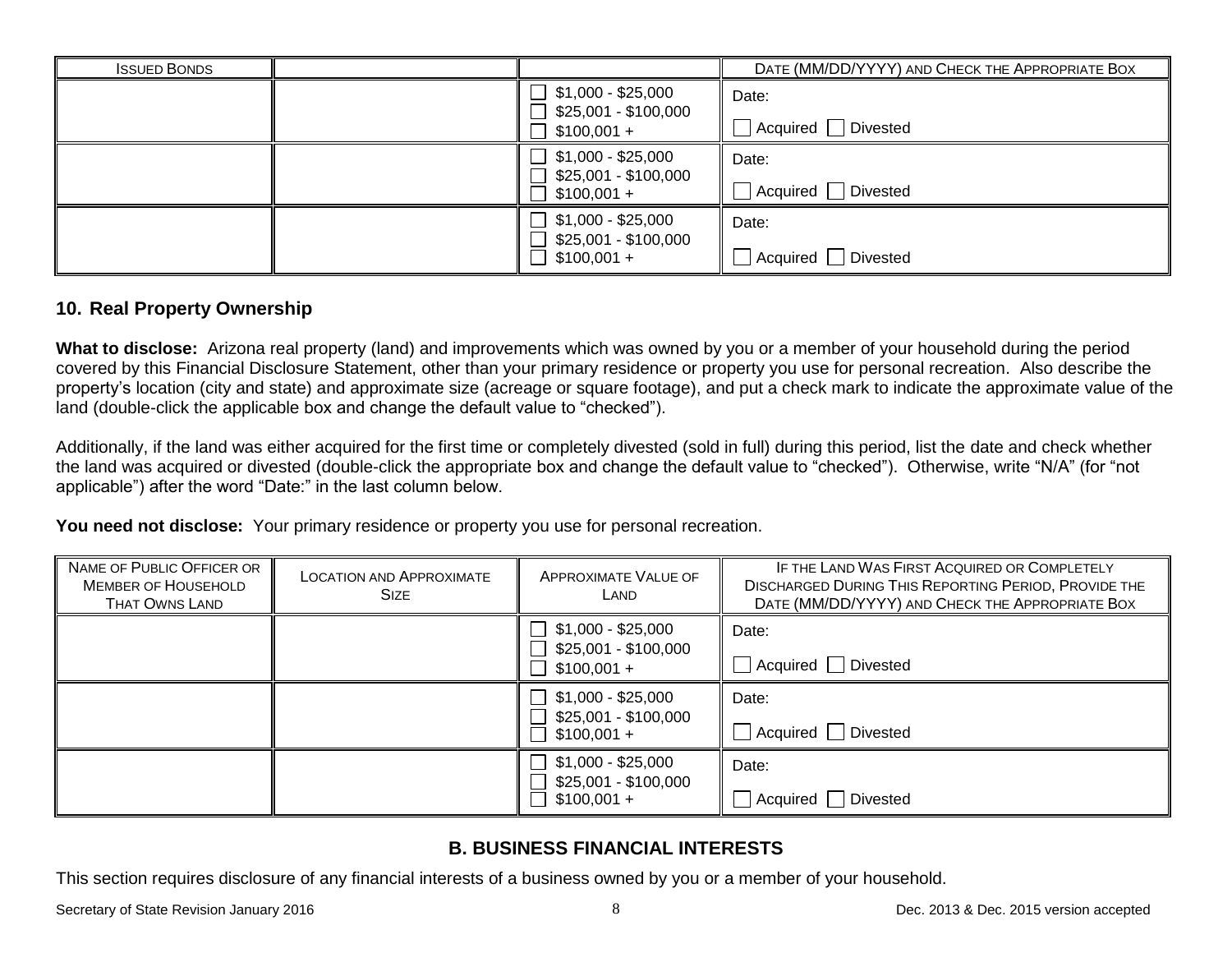| Issued Bonds | | | Date (MM/DD/YYYY) and Check the Appropriate Box |
|---|---|---|---|
| | | ☐ $1,000 - $25,000<br>☐ $25,001 - $100,000<br>☐ $100,001 + | Date:<br>☐ Acquired ☐ Divested |
| | | ☐ $1,000 - $25,000<br>☐ $25,001 - $100,000<br>☐ $100,001 + | Date:<br>☐ Acquired ☐ Divested |
| | | ☐ $1,000 - $25,000<br>☐ $25,001 - $100,000<br>☐ $100,001 + | Date:<br>☐ Acquired ☐ Divested |

## 10. Real Property Ownership

**What to disclose:** Arizona real property (land) and improvements which was owned by you or a member of your household during the period covered by this Financial Disclosure Statement, other than your primary residence or property you use for personal recreation. Also describe the property's location (city and state) and approximate size (acreage or square footage), and put a check mark to indicate the approximate value of the land (double-click the applicable box and change the default value to "checked").

Additionally, if the land was either acquired for the first time or completely divested (sold in full) during this period, list the date and check whether the land was acquired or divested (double-click the appropriate box and change the default value to "checked"). Otherwise, write "N/A" (for "not applicable") after the word "Date:" in the last column below.

**You need not disclose:** Your primary residence or property you use for personal recreation.

| Name of Public Officer or Member of Household That Owns Land | Location and Approximate Size | Approximate Value of Land | If the Land Was First Acquired or Completely Discharged During This Reporting Period, Provide the Date (MM/DD/YYYY) and Check the Appropriate Box |
|---|---|---|---|
| | | ☐ $1,000 - $25,000<br>☐ $25,001 - $100,000<br>☐ $100,001 + | Date:<br>☐ Acquired ☐ Divested |
| | | ☐ $1,000 - $25,000<br>☐ $25,001 - $100,000<br>☐ $100,001 + | Date:<br>☐ Acquired ☐ Divested |
| | | ☐ $1,000 - $25,000<br>☐ $25,001 - $100,000<br>☐ $100,001 + | Date:<br>☐ Acquired ☐ Divested |

## B. BUSINESS FINANCIAL INTERESTS

This section requires disclosure of any financial interests of a business owned by you or a member of your household.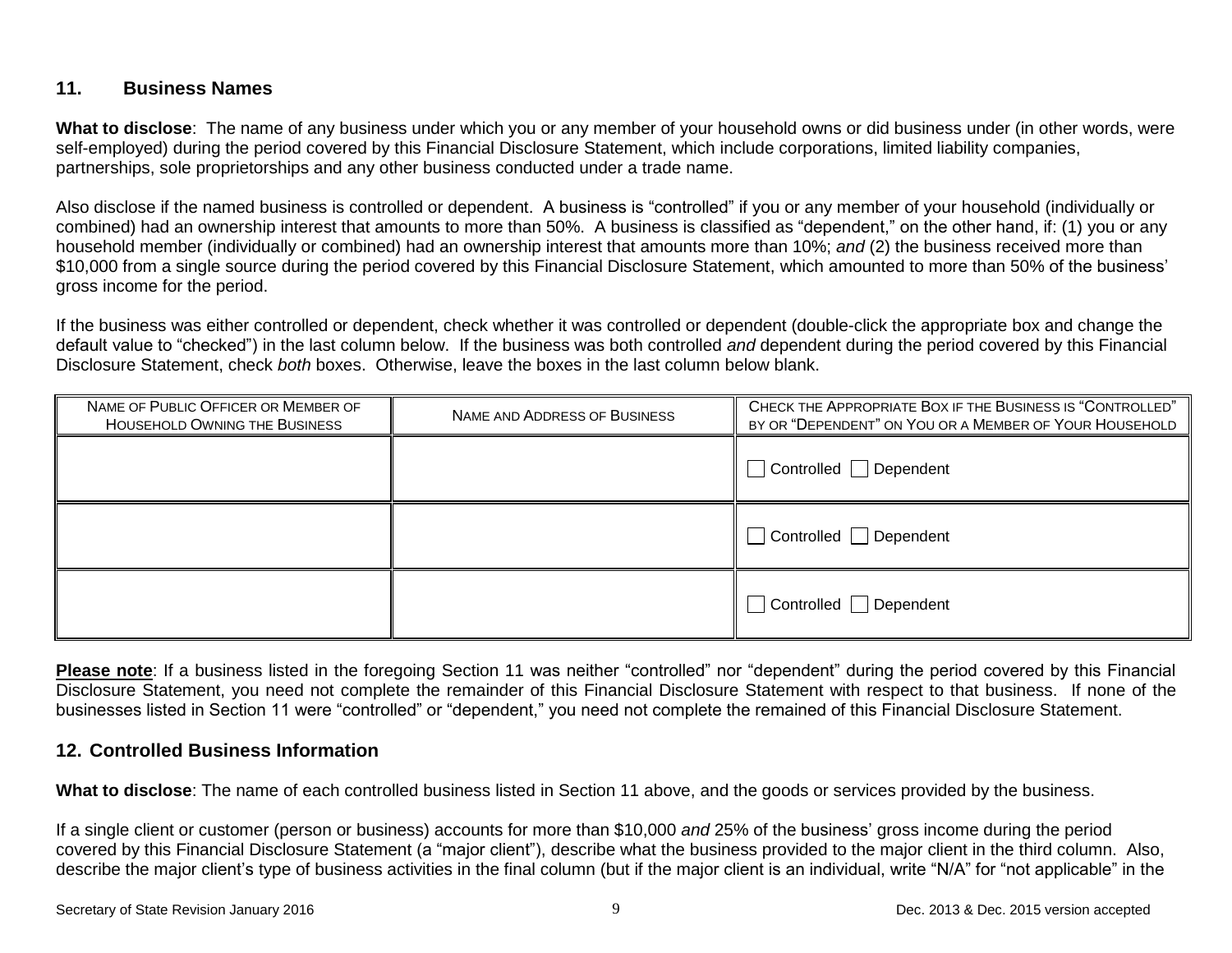## 11. Business Names

**What to disclose**: The name of any business under which you or any member of your household owns or did business under (in other words, were self-employed) during the period covered by this Financial Disclosure Statement, which include corporations, limited liability companies, partnerships, sole proprietorships and any other business conducted under a trade name.

Also disclose if the named business is controlled or dependent. A business is "controlled" if you or any member of your household (individually or combined) had an ownership interest that amounts to more than 50%. A business is classified as "dependent," on the other hand, if: (1) you or any household member (individually or combined) had an ownership interest that amounts more than 10%; *and* (2) the business received more than $10,000 from a single source during the period covered by this Financial Disclosure Statement, which amounted to more than 50% of the business' gross income for the period.

If the business was either controlled or dependent, check whether it was controlled or dependent (double-click the appropriate box and change the default value to "checked") in the last column below. If the business was both controlled *and* dependent during the period covered by this Financial Disclosure Statement, check *both* boxes. Otherwise, leave the boxes in the last column below blank.

| Name of Public Officer or Member of Household Owning the Business | Name and Address of Business | Check the Appropriate Box if the Business is "Controlled" by or "Dependent" on You or a Member of Your Household |
|---|---|---|
| | | ☐ Controlled ☐ Dependent |
| | | ☐ Controlled ☐ Dependent |
| | | ☐ Controlled ☐ Dependent |

**Please note**: If a business listed in the foregoing Section 11 was neither "controlled" nor "dependent" during the period covered by this Financial Disclosure Statement, you need not complete the remainder of this Financial Disclosure Statement with respect to that business. If none of the businesses listed in Section 11 were "controlled" or "dependent," you need not complete the remained of this Financial Disclosure Statement.

## 12. Controlled Business Information

**What to disclose**: The name of each controlled business listed in Section 11 above, and the goods or services provided by the business.

If a single client or customer (person or business) accounts for more than $10,000 *and* 25% of the business' gross income during the period covered by this Financial Disclosure Statement (a "major client"), describe what the business provided to the major client in the third column. Also, describe the major client's type of business activities in the final column (but if the major client is an individual, write "N/A" for "not applicable" in the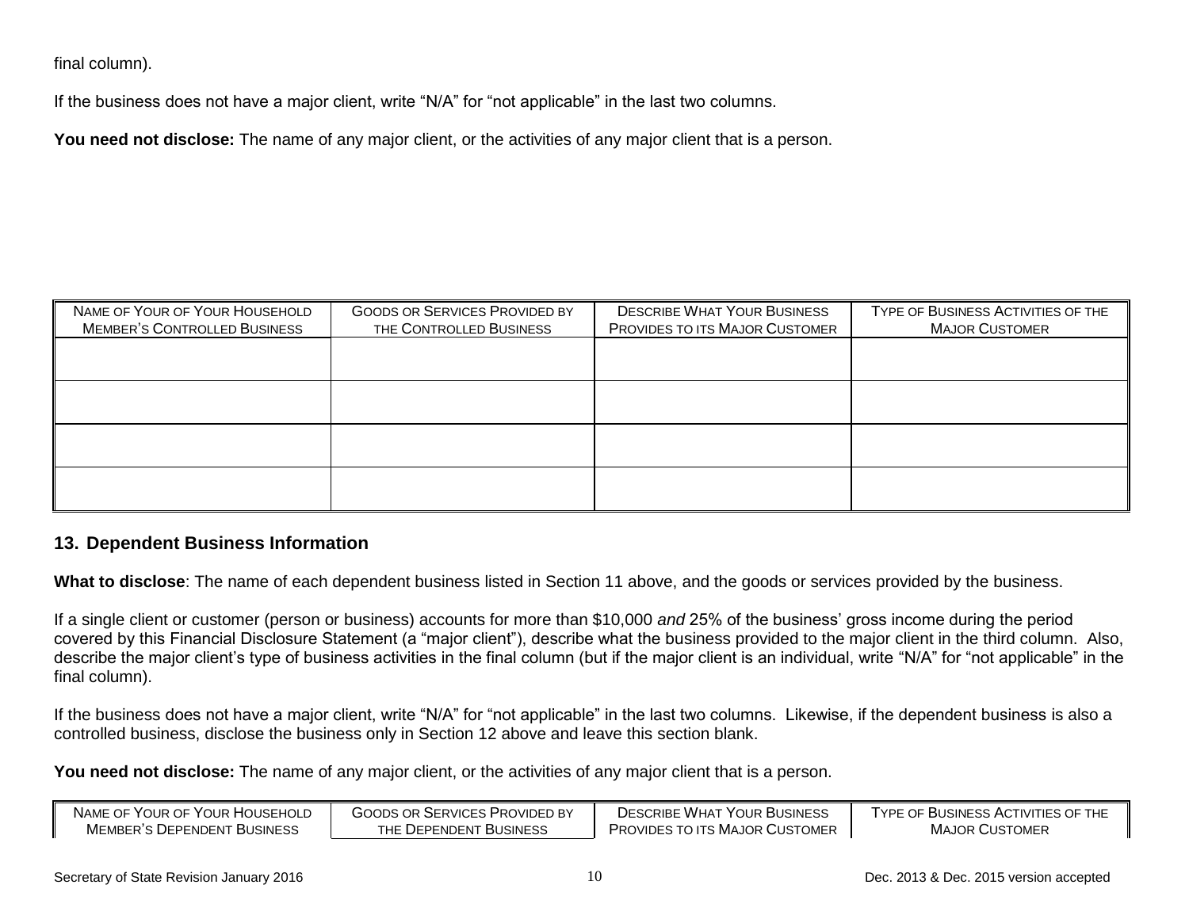final column).

If the business does not have a major client, write “N/A” for “not applicable” in the last two columns.

**You need not disclose:** The name of any major client, or the activities of any major client that is a person.

| NAME OF YOUR OF YOUR HOUSEHOLD MEMBER’S CONTROLLED BUSINESS | GOODS OR SERVICES PROVIDED BY THE CONTROLLED BUSINESS | DESCRIBE WHAT YOUR BUSINESS PROVIDES TO ITS MAJOR CUSTOMER | TYPE OF BUSINESS ACTIVITIES OF THE MAJOR CUSTOMER |
|---|---|---|---|
| | | | |
| | | | |
| | | | |
| | | | |

## 13. Dependent Business Information

**What to disclose**: The name of each dependent business listed in Section 11 above, and the goods or services provided by the business.

If a single client or customer (person or business) accounts for more than $10,000 *and* 25% of the business’ gross income during the period covered by this Financial Disclosure Statement (a “major client”), describe what the business provided to the major client in the third column. Also, describe the major client’s type of business activities in the final column (but if the major client is an individual, write “N/A” for “not applicable” in the final column).

If the business does not have a major client, write “N/A” for “not applicable” in the last two columns. Likewise, if the dependent business is also a controlled business, disclose the business only in Section 12 above and leave this section blank.

**You need not disclose:** The name of any major client, or the activities of any major client that is a person.

| NAME OF YOUR OF YOUR HOUSEHOLD MEMBER’S DEPENDENT BUSINESS | GOODS OR SERVICES PROVIDED BY THE DEPENDENT BUSINESS | DESCRIBE WHAT YOUR BUSINESS PROVIDES TO ITS MAJOR CUSTOMER | TYPE OF BUSINESS ACTIVITIES OF THE MAJOR CUSTOMER |
|---|---|---|---|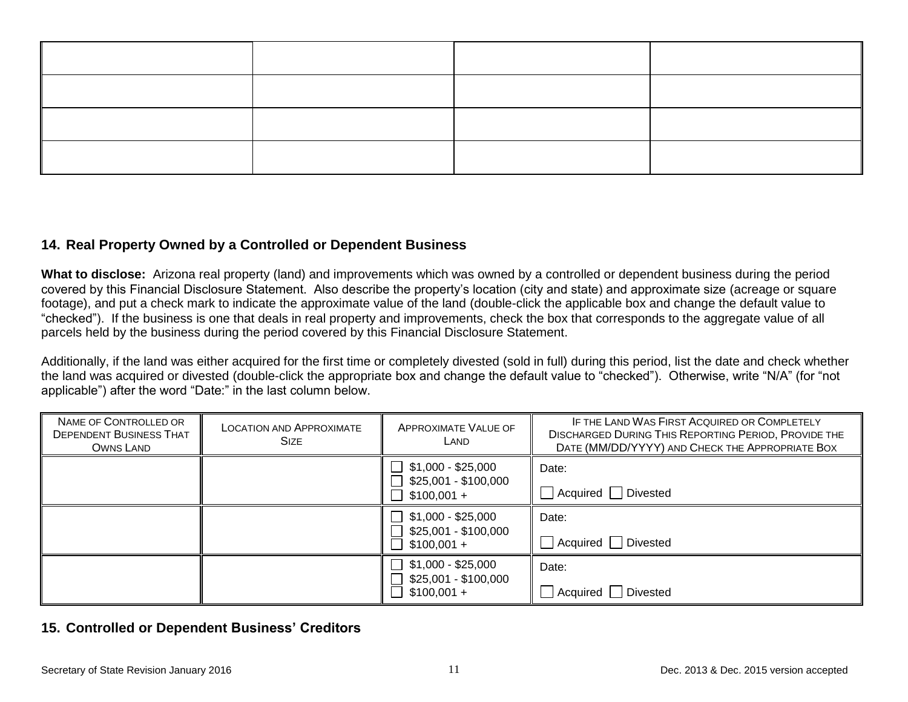| | | | |
|---|---|---|---|
| | | | |
| | | | |
| | | | |
| | | | |

## 14. Real Property Owned by a Controlled or Dependent Business

**What to disclose:** Arizona real property (land) and improvements which was owned by a controlled or dependent business during the period covered by this Financial Disclosure Statement. Also describe the property's location (city and state) and approximate size (acreage or square footage), and put a check mark to indicate the approximate value of the land (double-click the applicable box and change the default value to "checked"). If the business is one that deals in real property and improvements, check the box that corresponds to the aggregate value of all parcels held by the business during the period covered by this Financial Disclosure Statement.

Additionally, if the land was either acquired for the first time or completely divested (sold in full) during this period, list the date and check whether the land was acquired or divested (double-click the appropriate box and change the default value to "checked"). Otherwise, write "N/A" (for "not applicable") after the word "Date:" in the last column below.

| NAME OF CONTROLLED OR DEPENDENT BUSINESS THAT OWNS LAND | LOCATION AND APPROXIMATE SIZE | APPROXIMATE VALUE OF LAND | IF THE LAND WAS FIRST ACQUIRED OR COMPLETELY DISCHARGED DURING THIS REPORTING PERIOD, PROVIDE THE DATE (MM/DD/YYYY) AND CHECK THE APPROPRIATE BOX |
|---|---|---|---|
| | | ☐ $1,000 - $25,000<br>☐ $25,001 - $100,000<br>☐ $100,001 + | Date:<br>☐ Acquired ☐ Divested |
| | | ☐ $1,000 - $25,000<br>☐ $25,001 - $100,000<br>☐ $100,001 + | Date:<br>☐ Acquired ☐ Divested |
| | | ☐ $1,000 - $25,000<br>☐ $25,001 - $100,000<br>☐ $100,001 + | Date:<br>☐ Acquired ☐ Divested |

## 15. Controlled or Dependent Business' Creditors

Secretary of State Revision January 2016 — Dec. 2013 & Dec. 2015 version accepted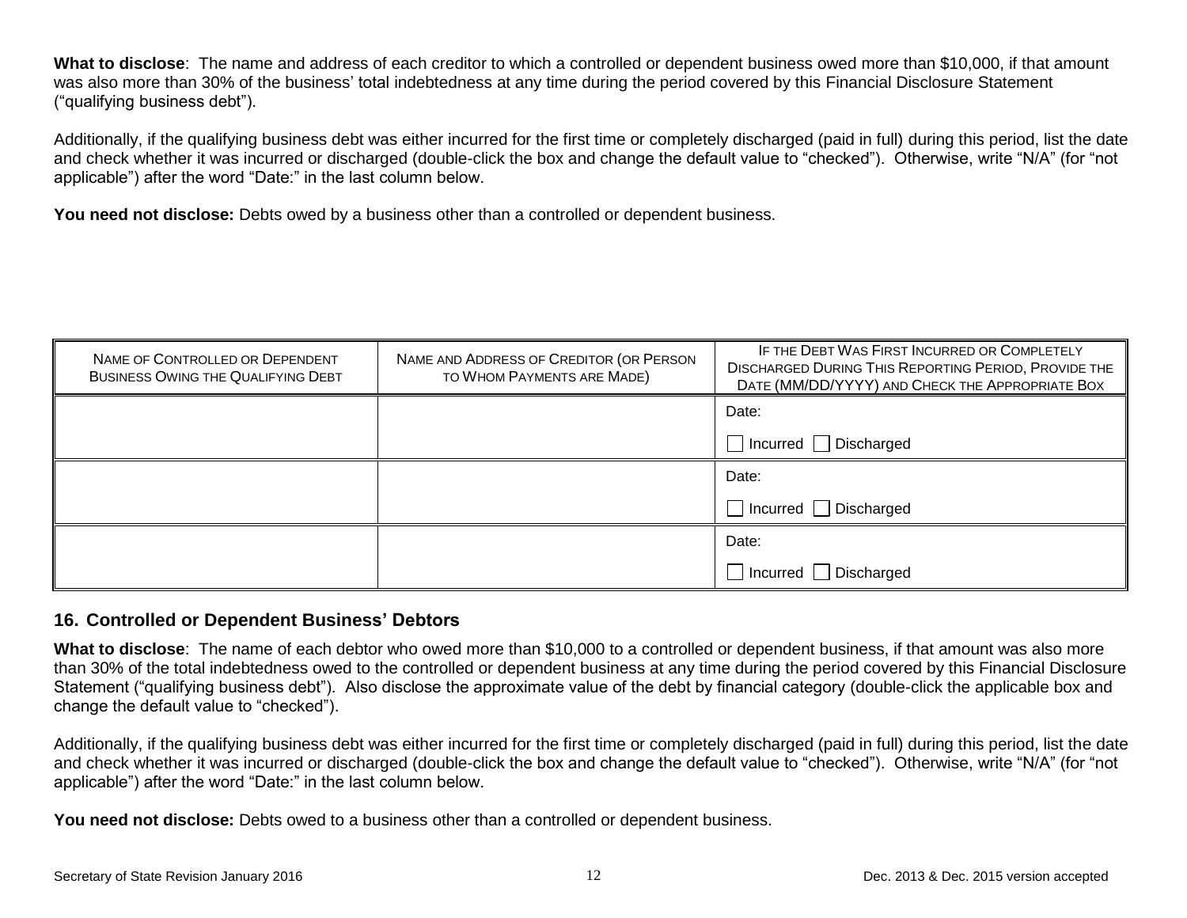**What to disclose**: The name and address of each creditor to which a controlled or dependent business owed more than $10,000, if that amount was also more than 30% of the business' total indebtedness at any time during the period covered by this Financial Disclosure Statement ("qualifying business debt").

Additionally, if the qualifying business debt was either incurred for the first time or completely discharged (paid in full) during this period, list the date and check whether it was incurred or discharged (double-click the box and change the default value to "checked"). Otherwise, write "N/A" (for "not applicable") after the word "Date:" in the last column below.

**You need not disclose:** Debts owed by a business other than a controlled or dependent business.

| NAME OF CONTROLLED OR DEPENDENT BUSINESS OWING THE QUALIFYING DEBT | NAME AND ADDRESS OF CREDITOR (OR PERSON TO WHOM PAYMENTS ARE MADE) | IF THE DEBT WAS FIRST INCURRED OR COMPLETELY DISCHARGED DURING THIS REPORTING PERIOD, PROVIDE THE DATE (MM/DD/YYYY) AND CHECK THE APPROPRIATE BOX |
|---|---|---|
| | | Date: ☐ Incurred ☐ Discharged |
| | | Date: ☐ Incurred ☐ Discharged |
| | | Date: ☐ Incurred ☐ Discharged |

## 16. Controlled or Dependent Business' Debtors

**What to disclose**: The name of each debtor who owed more than $10,000 to a controlled or dependent business, if that amount was also more than 30% of the total indebtedness owed to the controlled or dependent business at any time during the period covered by this Financial Disclosure Statement ("qualifying business debt"). Also disclose the approximate value of the debt by financial category (double-click the applicable box and change the default value to "checked").

Additionally, if the qualifying business debt was either incurred for the first time or completely discharged (paid in full) during this period, list the date and check whether it was incurred or discharged (double-click the box and change the default value to "checked"). Otherwise, write "N/A" (for "not applicable") after the word "Date:" in the last column below.

**You need not disclose:** Debts owed to a business other than a controlled or dependent business.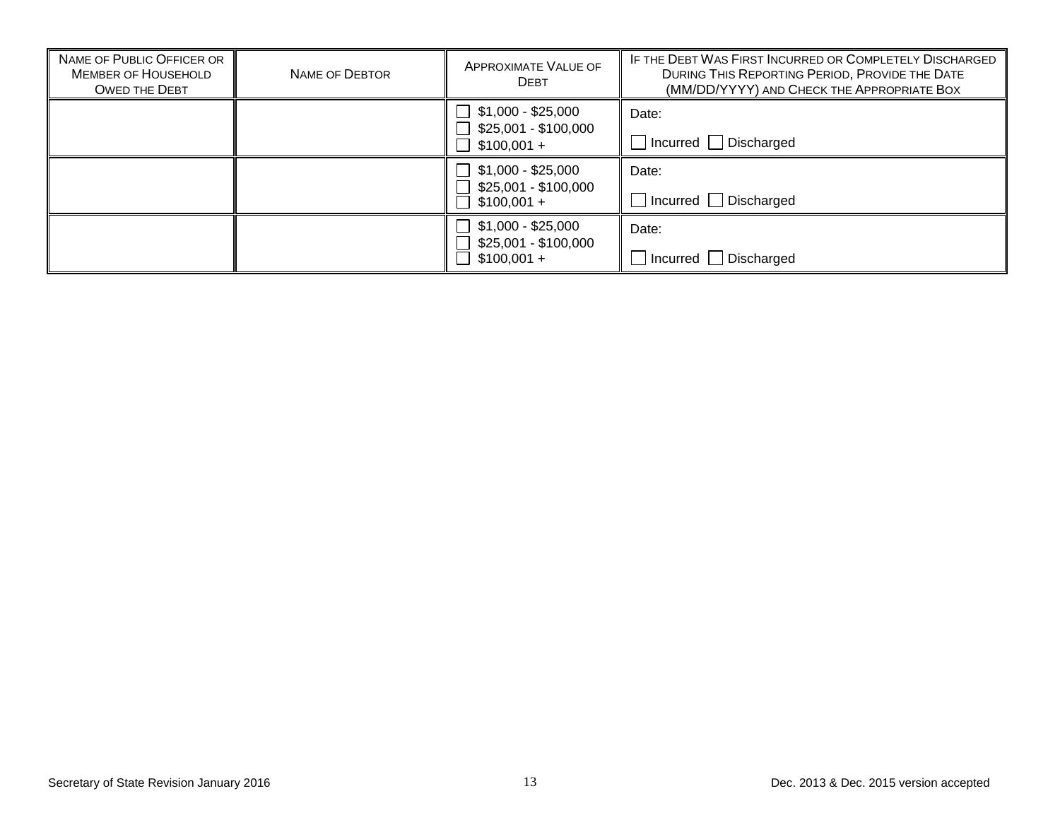| Name of Public Officer or Member of Household Owed the Debt | Name of Debtor | Approximate Value of Debt | If the Debt Was First Incurred or Completely Discharged During This Reporting Period, Provide the Date (MM/DD/YYYY) and Check the Appropriate Box |
|---|---|---|---|
| | | ☐ $1,000 - $25,000<br>☐ $25,001 - $100,000<br>☐ $100,001 + | Date:<br>☐ Incurred ☐ Discharged |
| | | ☐ $1,000 - $25,000<br>☐ $25,001 - $100,000<br>☐ $100,001 + | Date:<br>☐ Incurred ☐ Discharged |
| | | ☐ $1,000 - $25,000<br>☐ $25,001 - $100,000<br>☐ $100,001 + | Date:<br>☐ Incurred ☐ Discharged |